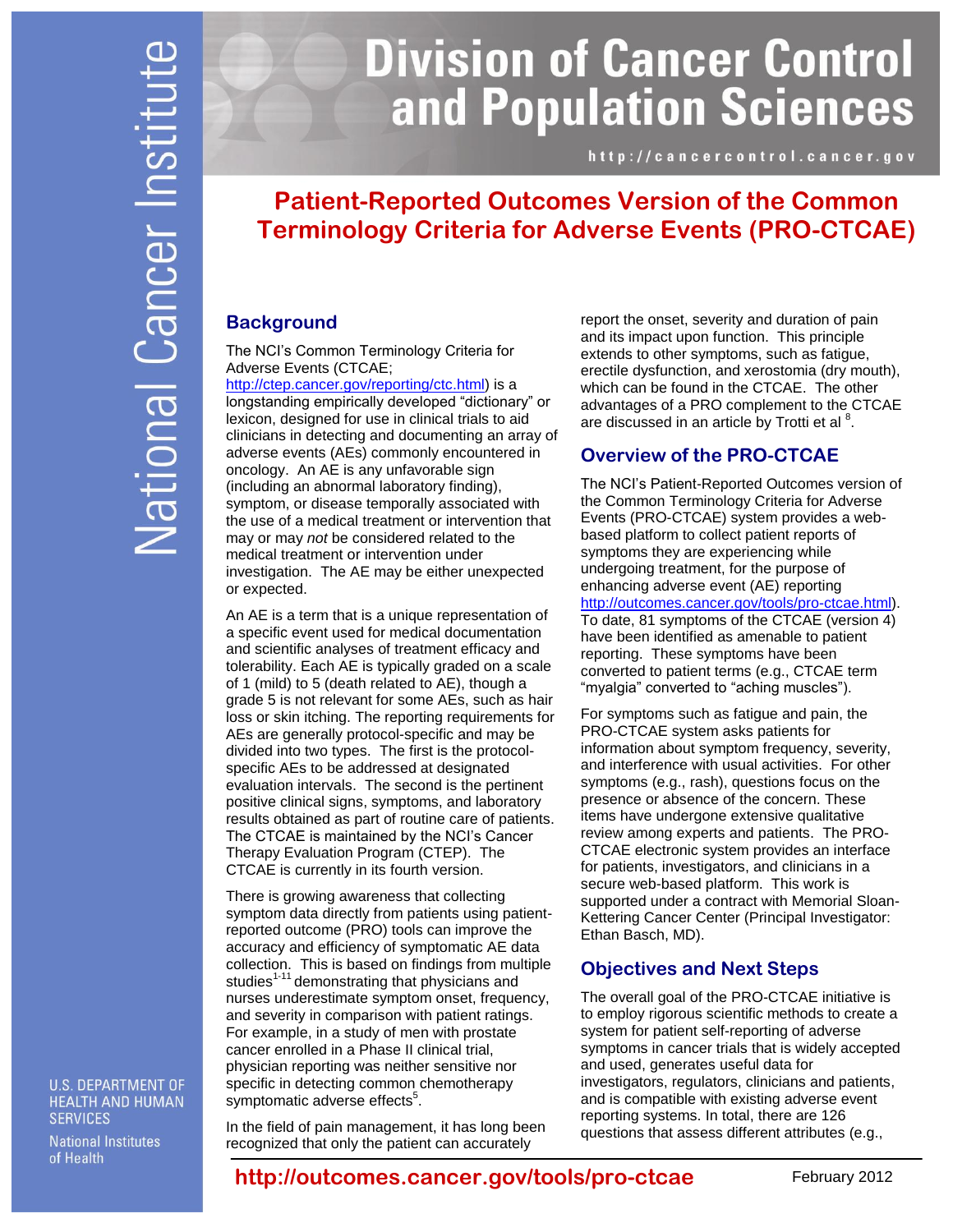# Division of Cancer Control and Population Sciences

http://cancercontrol.cancer.gov

National Cancer Institute

## Patient-Reported Outcomes Version of the Common Terminology Criteria for Adverse Events (PRO-CTCAE)

### Background

The NCI's Common Terminology Criteria for Adverse Events (CTCAE; http://ctep.cancer.gov/reporting/ctc.html) is a longstanding empirically developed "dictionary" or lexicon, designed for use in clinical trials to aid clinicians in detecting and documenting an array of adverse events (AEs) commonly encountered in oncology. An AE is any unfavorable sign (including an abnormal laboratory finding), symptom, or disease temporally associated with the use of a medical treatment or intervention that may or may *not* be considered related to the medical treatment or intervention under investigation. The AE may be either unexpected or expected.

An AE is a term that is a unique representation of a specific event used for medical documentation and scientific analyses of treatment efficacy and tolerability. Each AE is typically graded on a scale of 1 (mild) to 5 (death related to AE), though a grade 5 is not relevant for some AEs, such as hair loss or skin itching. The reporting requirements for AEs are generally protocol-specific and may be divided into two types. The first is the protocol-specific AEs to be addressed at designated evaluation intervals. The second is the pertinent positive clinical signs, symptoms, and laboratory results obtained as part of routine care of patients. The CTCAE is maintained by the NCI's Cancer Therapy Evaluation Program (CTEP). The CTCAE is currently in its fourth version.

There is growing awareness that collecting symptom data directly from patients using patient-reported outcome (PRO) tools can improve the accuracy and efficiency of symptomatic AE data collection. This is based on findings from multiple studies[1-11] demonstrating that physicians and nurses underestimate symptom onset, frequency, and severity in comparison with patient ratings. For example, in a study of men with prostate cancer enrolled in a Phase II clinical trial, physician reporting was neither sensitive nor specific in detecting common chemotherapy symptomatic adverse effects[5].

In the field of pain management, it has long been recognized that only the patient can accurately report the onset, severity and duration of pain and its impact upon function. This principle extends to other symptoms, such as fatigue, erectile dysfunction, and xerostomia (dry mouth), which can be found in the CTCAE. The other advantages of a PRO complement to the CTCAE are discussed in an article by Trotti et al [8].

### Overview of the PRO-CTCAE

The NCI's Patient-Reported Outcomes version of the Common Terminology Criteria for Adverse Events (PRO-CTCAE) system provides a web-based platform to collect patient reports of symptoms they are experiencing while undergoing treatment, for the purpose of enhancing adverse event (AE) reporting http://outcomes.cancer.gov/tools/pro-ctcae.html). To date, 81 symptoms of the CTCAE (version 4) have been identified as amenable to patient reporting. These symptoms have been converted to patient terms (e.g., CTCAE term "myalgia" converted to "aching muscles").

For symptoms such as fatigue and pain, the PRO-CTCAE system asks patients for information about symptom frequency, severity, and interference with usual activities. For other symptoms (e.g., rash), questions focus on the presence or absence of the concern. These items have undergone extensive qualitative review among experts and patients. The PRO-CTCAE electronic system provides an interface for patients, investigators, and clinicians in a secure web-based platform. This work is supported under a contract with Memorial Sloan-Kettering Cancer Center (Principal Investigator: Ethan Basch, MD).

### Objectives and Next Steps

The overall goal of the PRO-CTCAE initiative is to employ rigorous scientific methods to create a system for patient self-reporting of adverse symptoms in cancer trials that is widely accepted and used, generates useful data for investigators, regulators, clinicians and patients, and is compatible with existing adverse event reporting systems. In total, there are 126 questions that assess different attributes (e.g.,

U.S. DEPARTMENT OF HEALTH AND HUMAN SERVICES

National Institutes of Health

**http://outcomes.cancer.gov/tools/pro-ctcae**

February 2012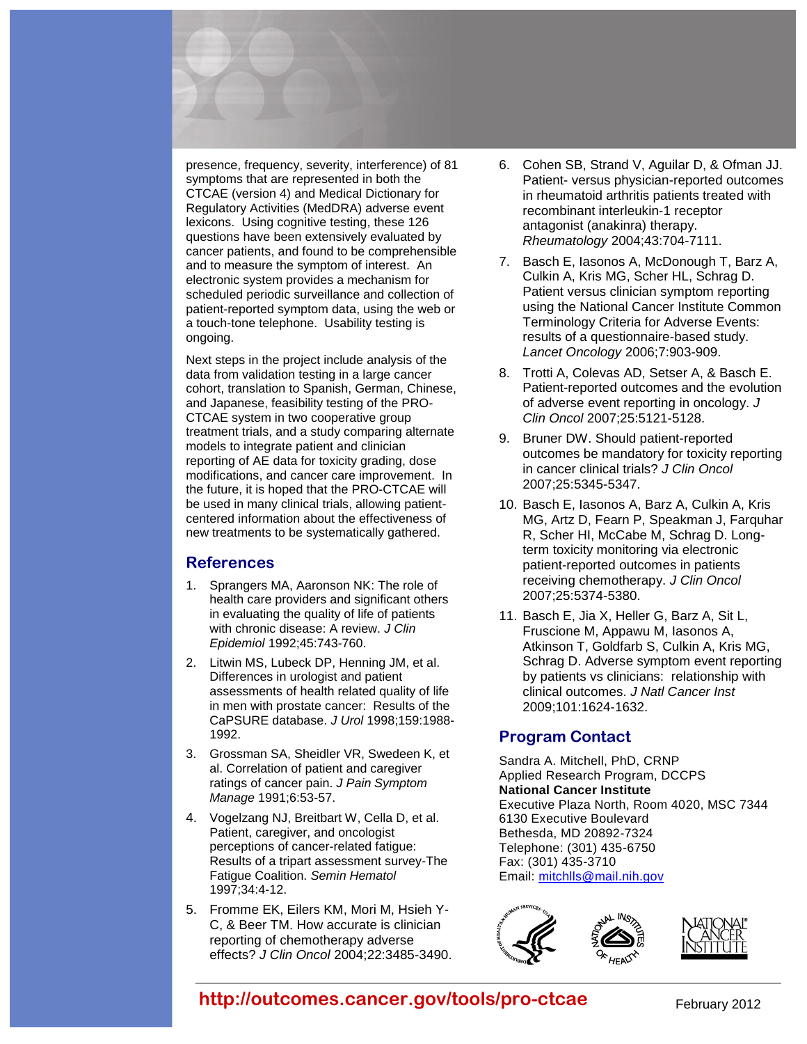presence, frequency, severity, interference) of 81 symptoms that are represented in both the CTCAE (version 4) and Medical Dictionary for Regulatory Activities (MedDRA) adverse event lexicons. Using cognitive testing, these 126 questions have been extensively evaluated by cancer patients, and found to be comprehensible and to measure the symptom of interest. An electronic system provides a mechanism for scheduled periodic surveillance and collection of patient-reported symptom data, using the web or a touch-tone telephone. Usability testing is ongoing.

Next steps in the project include analysis of the data from validation testing in a large cancer cohort, translation to Spanish, German, Chinese, and Japanese, feasibility testing of the PRO-CTCAE system in two cooperative group treatment trials, and a study comparing alternate models to integrate patient and clinician reporting of AE data for toxicity grading, dose modifications, and cancer care improvement. In the future, it is hoped that the PRO-CTCAE will be used in many clinical trials, allowing patient-centered information about the effectiveness of new treatments to be systematically gathered.

## References

1. Sprangers MA, Aaronson NK: The role of health care providers and significant others in evaluating the quality of life of patients with chronic disease: A review. *J Clin Epidemiol* 1992;45:743-760.
2. Litwin MS, Lubeck DP, Henning JM, et al. Differences in urologist and patient assessments of health related quality of life in men with prostate cancer: Results of the CaPSURE database. *J Urol* 1998;159:1988-1992.
3. Grossman SA, Sheidler VR, Swedeen K, et al. Correlation of patient and caregiver ratings of cancer pain. *J Pain Symptom Manage* 1991;6:53-57.
4. Vogelzang NJ, Breitbart W, Cella D, et al. Patient, caregiver, and oncologist perceptions of cancer-related fatigue: Results of a tripart assessment survey-The Fatigue Coalition. *Semin Hematol* 1997;34:4-12.
5. Fromme EK, Eilers KM, Mori M, Hsieh Y-C, & Beer TM. How accurate is clinician reporting of chemotherapy adverse effects? *J Clin Oncol* 2004;22:3485-3490.
6. Cohen SB, Strand V, Aguilar D, & Ofman JJ. Patient- versus physician-reported outcomes in rheumatoid arthritis patients treated with recombinant interleukin-1 receptor antagonist (anakinra) therapy. *Rheumatology* 2004;43:704-7111.
7. Basch E, Iasonos A, McDonough T, Barz A, Culkin A, Kris MG, Scher HL, Schrag D. Patient versus clinician symptom reporting using the National Cancer Institute Common Terminology Criteria for Adverse Events: results of a questionnaire-based study. *Lancet Oncology* 2006;7:903-909.
8. Trotti A, Colevas AD, Setser A, & Basch E. Patient-reported outcomes and the evolution of adverse event reporting in oncology. *J Clin Oncol* 2007;25:5121-5128.
9. Bruner DW. Should patient-reported outcomes be mandatory for toxicity reporting in cancer clinical trials? *J Clin Oncol* 2007;25:5345-5347.
10. Basch E, Iasonos A, Barz A, Culkin A, Kris MG, Artz D, Fearn P, Speakman J, Farquhar R, Scher HI, McCabe M, Schrag D. Long-term toxicity monitoring via electronic patient-reported outcomes in patients receiving chemotherapy. *J Clin Oncol* 2007;25:5374-5380.
11. Basch E, Jia X, Heller G, Barz A, Sit L, Fruscione M, Appawu M, Iasonos A, Atkinson T, Goldfarb S, Culkin A, Kris MG, Schrag D. Adverse symptom event reporting by patients vs clinicians: relationship with clinical outcomes. *J Natl Cancer Inst* 2009;101:1624-1632.

## Program Contact

Sandra A. Mitchell, PhD, CRNP
Applied Research Program, DCCPS
**National Cancer Institute**
Executive Plaza North, Room 4020, MSC 7344
6130 Executive Boulevard
Bethesda, MD 20892-7324
Telephone: (301) 435-6750
Fax: (301) 435-3710
Email: mitchlls@mail.nih.gov

**http://outcomes.cancer.gov/tools/pro-ctcae**

February 2012